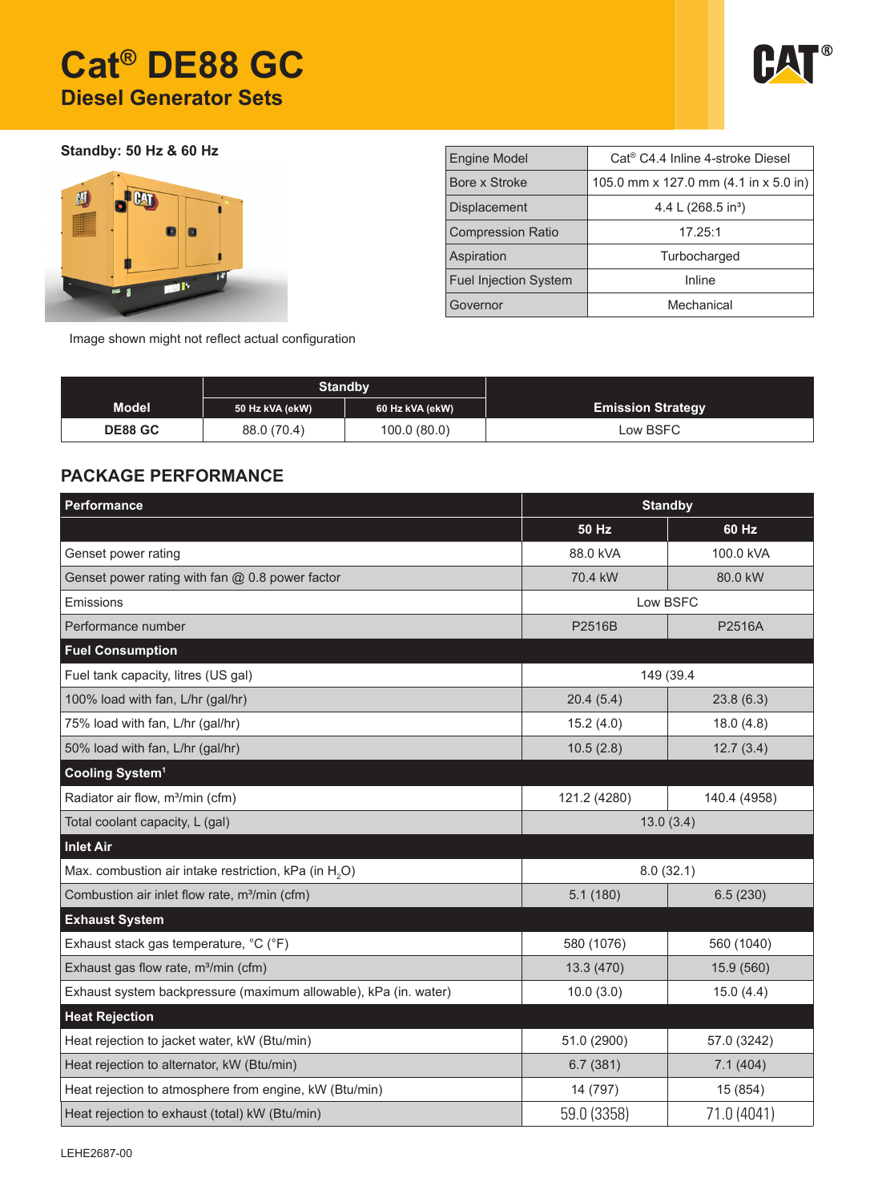# Cat® DE88 GC

## Diesel Generator Sets

**Standby: 50 Hz & 60 Hz**

Image shown might not reflect actual configuration

| Engine Model | Cat® C4.4 Inline 4-stroke Diesel |
|---|---|
| Bore x Stroke | 105.0 mm x 127.0 mm (4.1 in x 5.0 in) |
| Displacement | 4.4 L (268.5 in³) |
| Compression Ratio | 17.25:1 |
| Aspiration | Turbocharged |
| Fuel Injection System | Inline |
| Governor | Mechanical |

| Model | Standby | | Emission Strategy |
|---|---|---|---|
| | 50 Hz kVA (ekW) | 60 Hz kVA (ekW) | |
| DE88 GC | 88.0 (70.4) | 100.0 (80.0) | Low BSFC |

## PACKAGE PERFORMANCE

| Performance | Standby | |
|---|---|---|
| | 50 Hz | 60 Hz |
| Genset power rating | 88.0 kVA | 100.0 kVA |
| Genset power rating with fan @ 0.8 power factor | 70.4 kW | 80.0 kW |
| Emissions | Low BSFC | |
| Performance number | P2516B | P2516A |
| **Fuel Consumption** | | |
| Fuel tank capacity, litres (US gal) | 149 (39.4 | |
| 100% load with fan, L/hr (gal/hr) | 20.4 (5.4) | 23.8 (6.3) |
| 75% load with fan, L/hr (gal/hr) | 15.2 (4.0) | 18.0 (4.8) |
| 50% load with fan, L/hr (gal/hr) | 10.5 (2.8) | 12.7 (3.4) |
| **Cooling System[1]** | | |
| Radiator air flow, m³/min (cfm) | 121.2 (4280) | 140.4 (4958) |
| Total coolant capacity, L (gal) | 13.0 (3.4) | |
| **Inlet Air** | | |
| Max. combustion air intake restriction, kPa (in $H_2O$) | 8.0 (32.1) | |
| Combustion air inlet flow rate, m³/min (cfm) | 5.1 (180) | 6.5 (230) |
| **Exhaust System** | | |
| Exhaust stack gas temperature, °C (°F) | 580 (1076) | 560 (1040) |
| Exhaust gas flow rate, m³/min (cfm) | 13.3 (470) | 15.9 (560) |
| Exhaust system backpressure (maximum allowable), kPa (in. water) | 10.0 (3.0) | 15.0 (4.4) |
| **Heat Rejection** | | |
| Heat rejection to jacket water, kW (Btu/min) | 51.0 (2900) | 57.0 (3242) |
| Heat rejection to alternator, kW (Btu/min) | 6.7 (381) | 7.1 (404) |
| Heat rejection to atmosphere from engine, kW (Btu/min) | 14 (797) | 15 (854) |
| Heat rejection to exhaust (total) kW (Btu/min) | 59.0 (3358) | 71.0 (4041) |

LEHE2687-00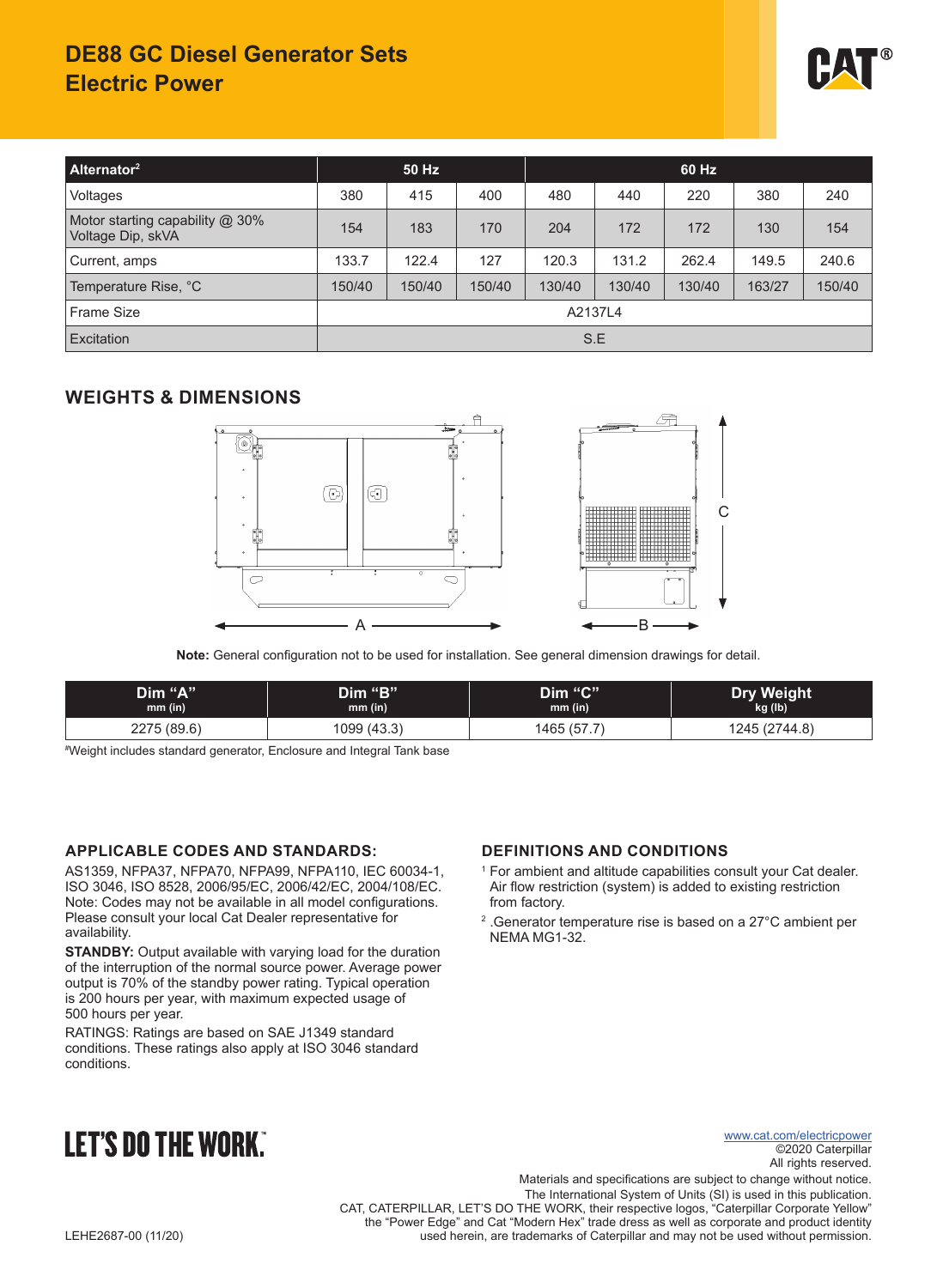# DE88 GC Diesel Generator Sets
## Electric Power

| Alternator[2] | 50 Hz | | | 60 Hz | | | | |
|---|---|---|---|---|---|---|---|---|
| Voltages | 380 | 415 | 400 | 480 | 440 | 220 | 380 | 240 |
| Motor starting capability @ 30% Voltage Dip, skVA | 154 | 183 | 170 | 204 | 172 | 172 | 130 | 154 |
| Current, amps | 133.7 | 122.4 | 127 | 120.3 | 131.2 | 262.4 | 149.5 | 240.6 |
| Temperature Rise, °C | 150/40 | 150/40 | 150/40 | 130/40 | 130/40 | 130/40 | 163/27 | 150/40 |
| Frame Size | A2137L4 | | | | | | | |
| Excitation | S.E | | | | | | | |

## WEIGHTS & DIMENSIONS

A

B

C

**Note:** General configuration not to be used for installation. See general dimension drawings for detail.

| Dim "A" mm (in) | Dim "B" mm (in) | Dim "C" mm (in) | Dry Weight kg (lb) |
|---|---|---|---|
| 2275 (89.6) | 1099 (43.3) | 1465 (57.7) | 1245 (2744.8) |

[#]Weight includes standard generator, Enclosure and Integral Tank base

### APPLICABLE CODES AND STANDARDS:

AS1359, NFPA37, NFPA70, NFPA99, NFPA110, IEC 60034-1, ISO 3046, ISO 8528, 2006/95/EC, 2006/42/EC, 2004/108/EC. Note: Codes may not be available in all model configurations. Please consult your local Cat Dealer representative for availability.

**STANDBY:** Output available with varying load for the duration of the interruption of the normal source power. Average power output is 70% of the standby power rating. Typical operation is 200 hours per year, with maximum expected usage of 500 hours per year.

RATINGS: Ratings are based on SAE J1349 standard conditions. These ratings also apply at ISO 3046 standard conditions.

### DEFINITIONS AND CONDITIONS

[1] For ambient and altitude capabilities consult your Cat dealer. Air flow restriction (system) is added to existing restriction from factory.

[2] .Generator temperature rise is based on a 27°C ambient per NEMA MG1-32.

LET'S DO THE WORK.

www.cat.com/electricpower
©2020 Caterpillar
All rights reserved.

Materials and specifications are subject to change without notice.
The International System of Units (SI) is used in this publication.
CAT, CATERPILLAR, LET'S DO THE WORK, their respective logos, "Caterpillar Corporate Yellow" the "Power Edge" and Cat "Modern Hex" trade dress as well as corporate and product identity used herein, are trademarks of Caterpillar and may not be used without permission.

LEHE2687-00 (11/20)